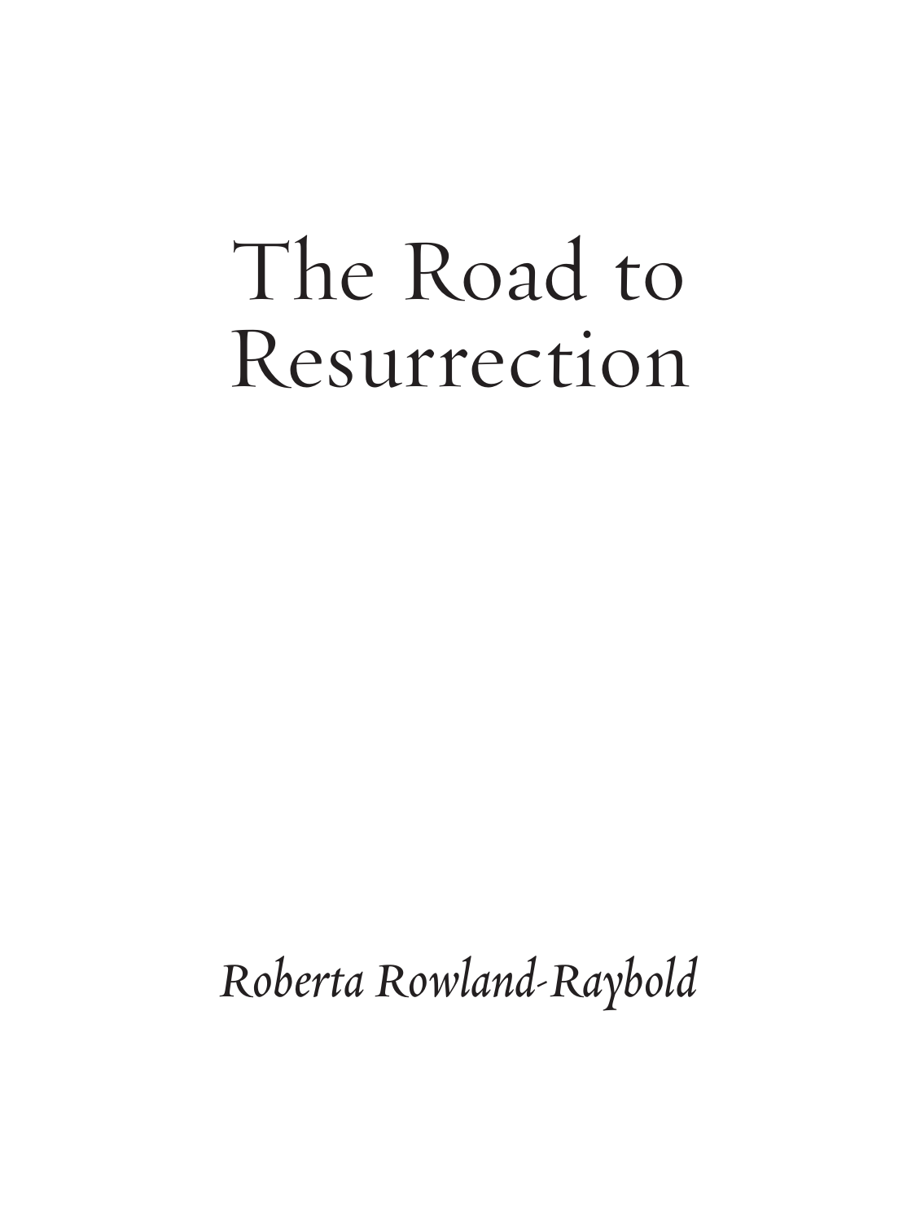# The Road to Resurrection

*Roberta Rowland-Raybold*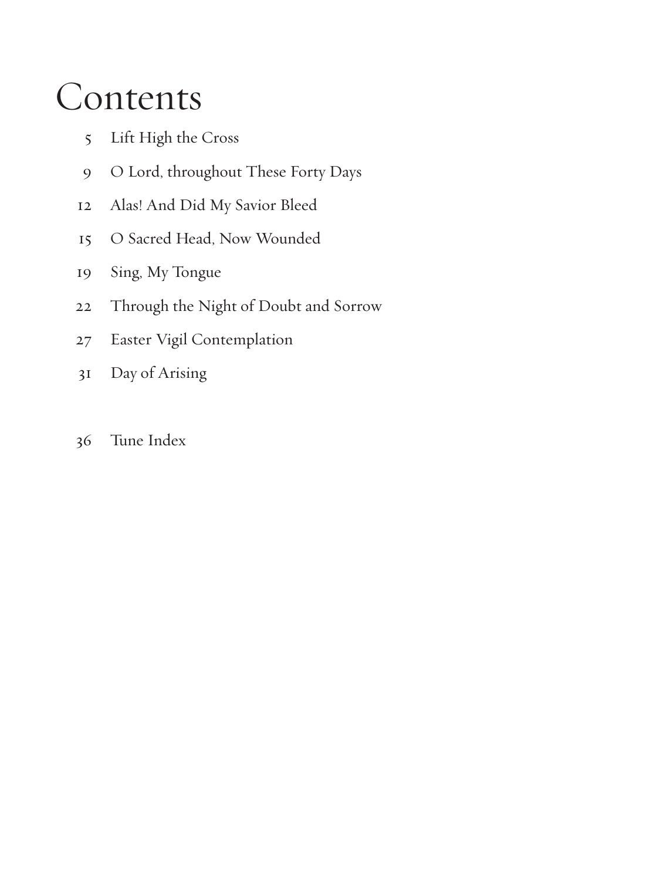# Contents

5 Lift High the Cross

9 O Lord, throughout These Forty Days

12 Alas! And Did My Savior Bleed

15 O Sacred Head, Now Wounded

19 Sing, My Tongue

22 Through the Night of Doubt and Sorrow

27 Easter Vigil Contemplation

31 Day of Arising

36 Tune Index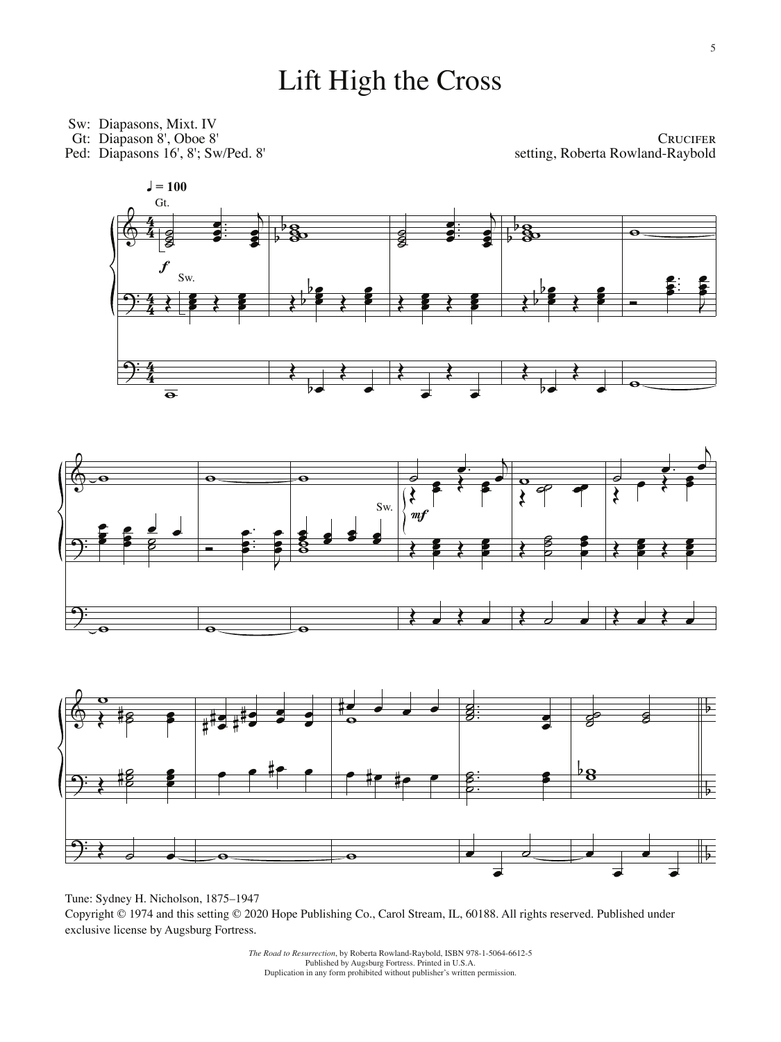# Lift High the Cross

Sw: Diapasons, Mixt. IV
Gt: Diapason 8', Oboe 8'
Ped: Diapasons 16', 8'; Sw/Ped. 8'

CRUCIFER
setting, Roberta Rowland-Raybold

Tune: Sydney H. Nicholson, 1875–1947
Copyright © 1974 and this setting © 2020 Hope Publishing Co., Carol Stream, IL, 60188. All rights reserved. Published under exclusive license by Augsburg Fortress.

*The Road to Resurrection*, by Roberta Rowland-Raybold, ISBN 978-1-5064-6612-5
Published by Augsburg Fortress. Printed in U.S.A.
Duplication in any form prohibited without publisher's written permission.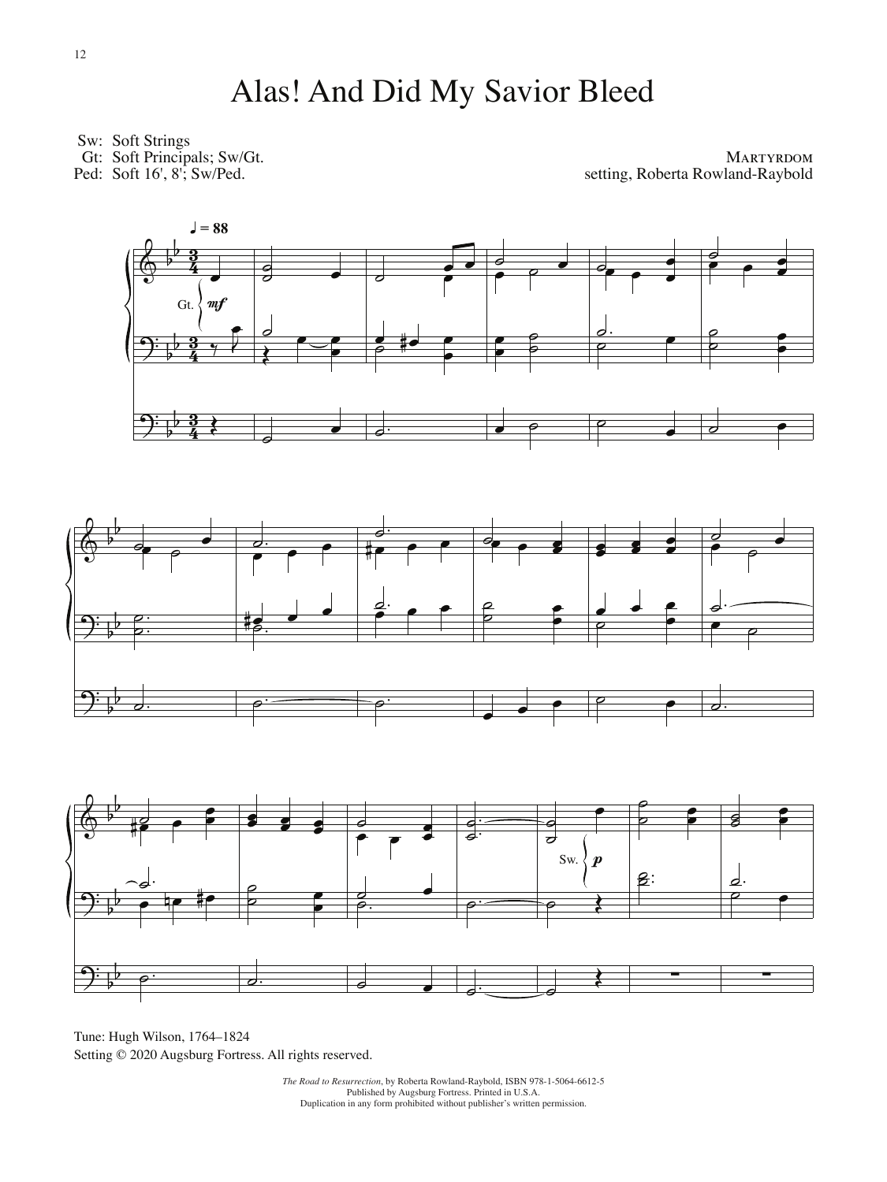# Alas! And Did My Savior Bleed

Sw: Soft Strings
Gt: Soft Principals; Sw/Gt.
Ped: Soft 16', 8'; Sw/Ped.

MARTYRDOM
setting, Roberta Rowland-Raybold

Tune: Hugh Wilson, 1764–1824
Setting © 2020 Augsburg Fortress. All rights reserved.

*The Road to Resurrection*, by Roberta Rowland-Raybold, ISBN 978-1-5064-6612-5
Published by Augsburg Fortress. Printed in U.S.A.
Duplication in any form prohibited without publisher's written permission.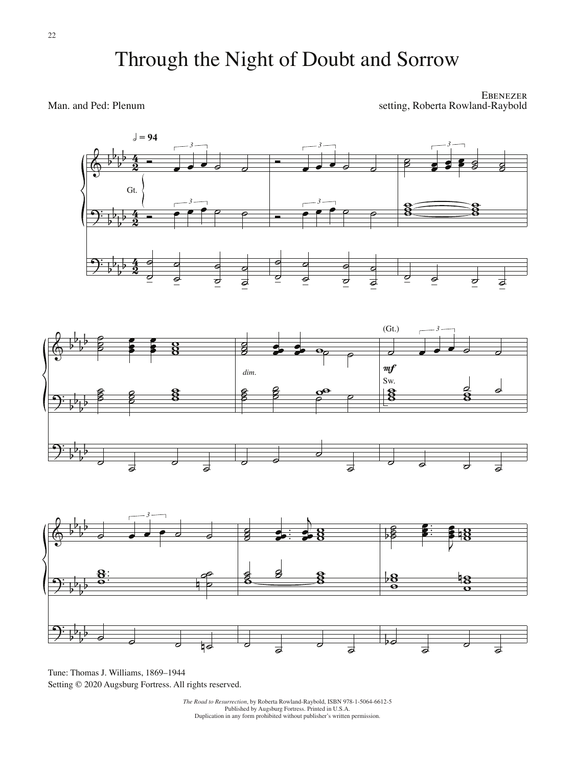# Through the Night of Doubt and Sorrow

Man. and Ped: Plenum

Ebenezer
setting, Roberta Rowland-Raybold

Tune: Thomas J. Williams, 1869–1944
Setting © 2020 Augsburg Fortress. All rights reserved.

*The Road to Resurrection*, by Roberta Rowland-Raybold, ISBN 978-1-5064-6612-5
Published by Augsburg Fortress. Printed in U.S.A.
Duplication in any form prohibited without publisher's written permission.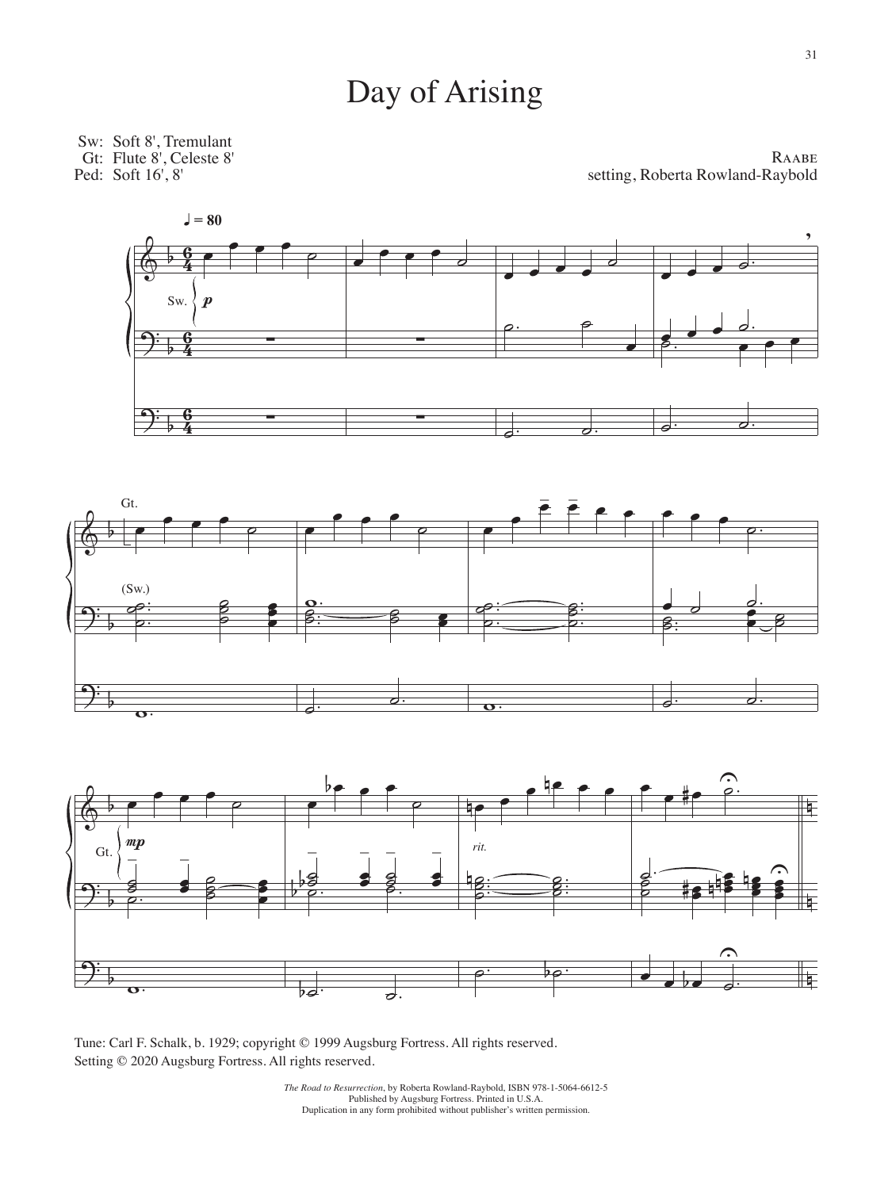# Day of Arising

Sw: Soft 8', Tremulant
Gt: Flute 8', Celeste 8'
Ped: Soft 16', 8'

Raabe
setting, Roberta Rowland-Raybold

Tune: Carl F. Schalk, b. 1929; copyright © 1999 Augsburg Fortress. All rights reserved.
Setting © 2020 Augsburg Fortress. All rights reserved.

*The Road to Resurrection*, by Roberta Rowland-Raybold, ISBN 978-1-5064-6612-5
Published by Augsburg Fortress. Printed in U.S.A.
Duplication in any form prohibited without publisher's written permission.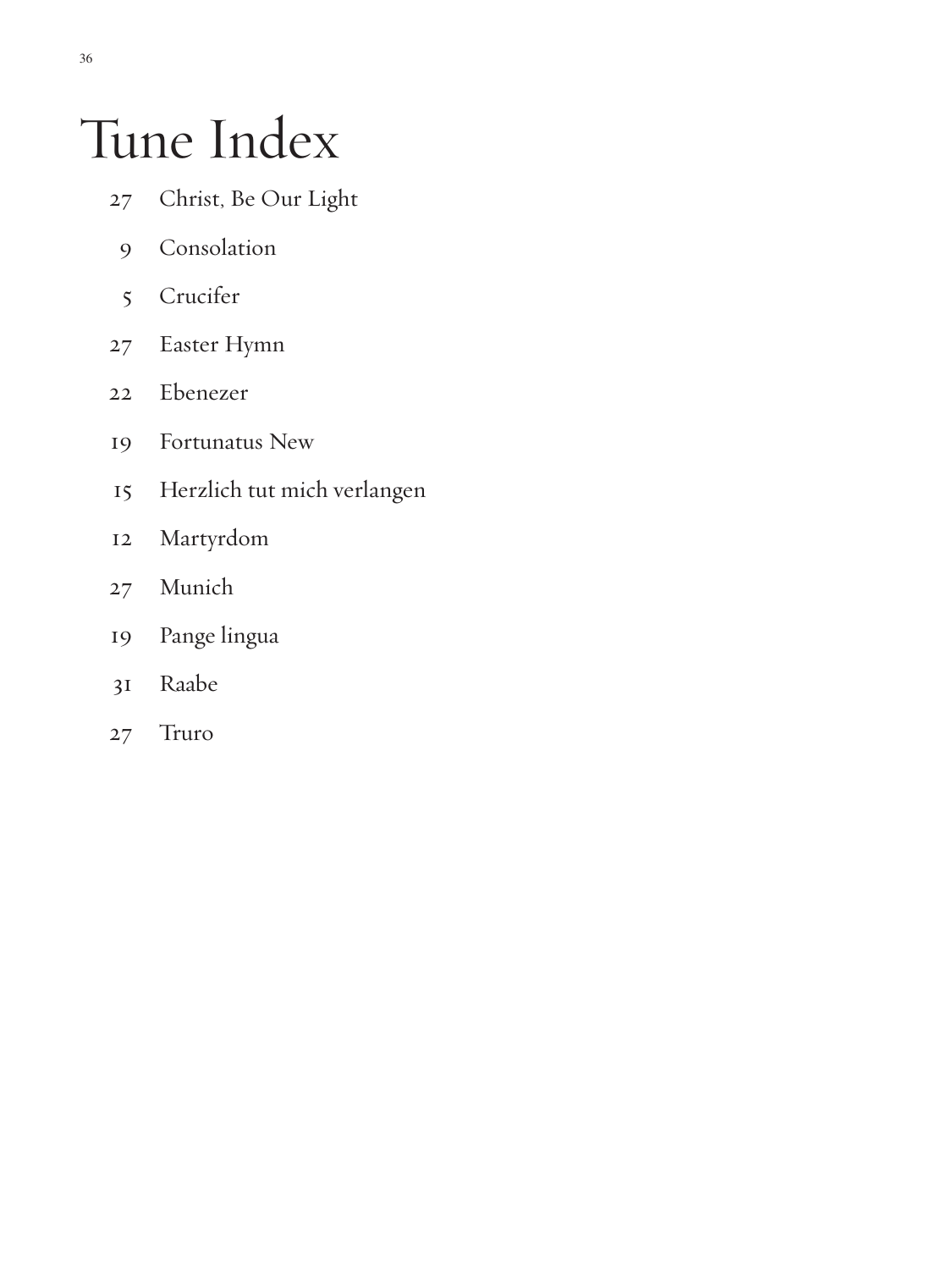# Tune Index

27 Christ, Be Our Light

9 Consolation

5 Crucifer

27 Easter Hymn

22 Ebenezer

19 Fortunatus New

15 Herzlich tut mich verlangen

12 Martyrdom

27 Munich

19 Pange lingua

31 Raabe

27 Truro